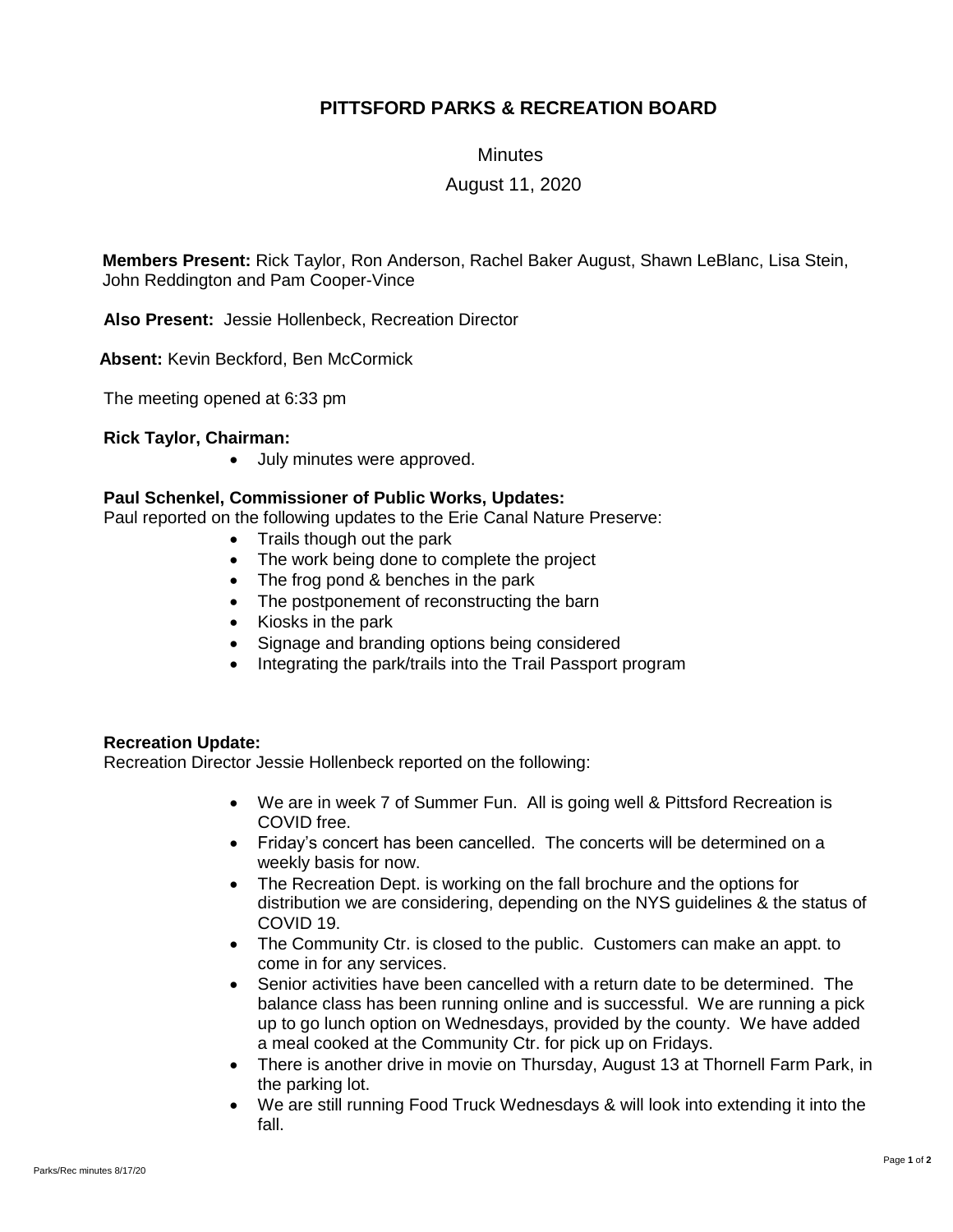# PITTSFORD PARKS & RECREATION BOARD

Minutes

August 11, 2020

**Members Present:** Rick Taylor, Ron Anderson, Rachel Baker August, Shawn LeBlanc, Lisa Stein, John Reddington and Pam Cooper-Vince

**Also Present:** Jessie Hollenbeck, Recreation Director

**Absent:** Kevin Beckford, Ben McCormick

The meeting opened at 6:33 pm

**Rick Taylor, Chairman:**

- July minutes were approved.

**Paul Schenkel, Commissioner of Public Works, Updates:**

Paul reported on the following updates to the Erie Canal Nature Preserve:

- Trails though out the park
- The work being done to complete the project
- The frog pond & benches in the park
- The postponement of reconstructing the barn
- Kiosks in the park
- Signage and branding options being considered
- Integrating the park/trails into the Trail Passport program

**Recreation Update:**

Recreation Director Jessie Hollenbeck reported on the following:

- We are in week 7 of Summer Fun. All is going well & Pittsford Recreation is COVID free.
- Friday's concert has been cancelled. The concerts will be determined on a weekly basis for now.
- The Recreation Dept. is working on the fall brochure and the options for distribution we are considering, depending on the NYS guidelines & the status of COVID 19.
- The Community Ctr. is closed to the public. Customers can make an appt. to come in for any services.
- Senior activities have been cancelled with a return date to be determined. The balance class has been running online and is successful. We are running a pick up to go lunch option on Wednesdays, provided by the county. We have added a meal cooked at the Community Ctr. for pick up on Fridays.
- There is another drive in movie on Thursday, August 13 at Thornell Farm Park, in the parking lot.
- We are still running Food Truck Wednesdays & will look into extending it into the fall.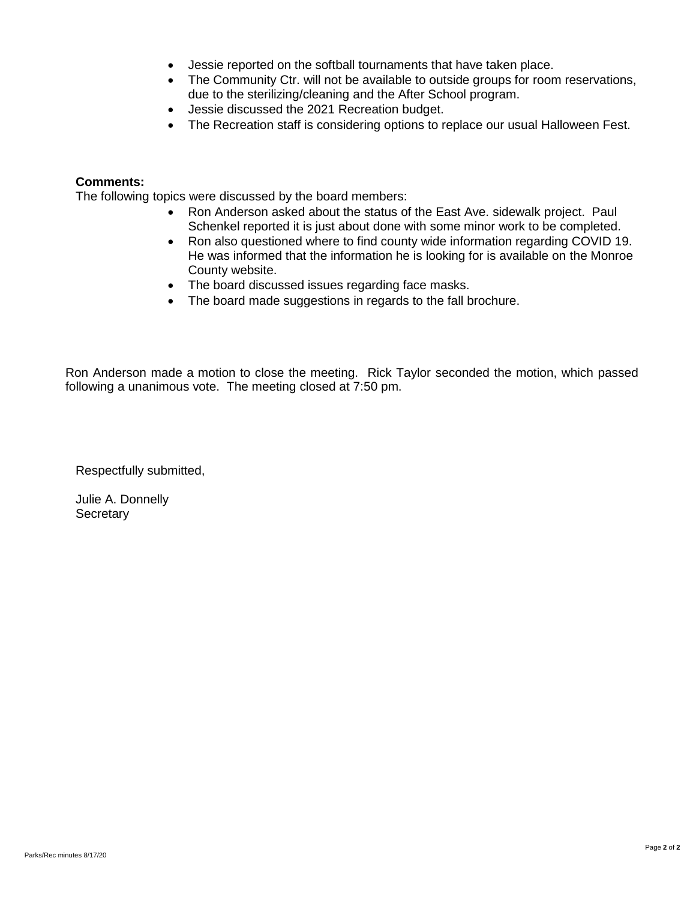- Jessie reported on the softball tournaments that have taken place.
- The Community Ctr. will not be available to outside groups for room reservations, due to the sterilizing/cleaning and the After School program.
- Jessie discussed the 2021 Recreation budget.
- The Recreation staff is considering options to replace our usual Halloween Fest.

**Comments:**

The following topics were discussed by the board members:

- Ron Anderson asked about the status of the East Ave. sidewalk project. Paul Schenkel reported it is just about done with some minor work to be completed.
- Ron also questioned where to find county wide information regarding COVID 19. He was informed that the information he is looking for is available on the Monroe County website.
- The board discussed issues regarding face masks.
- The board made suggestions in regards to the fall brochure.

Ron Anderson made a motion to close the meeting. Rick Taylor seconded the motion, which passed following a unanimous vote. The meeting closed at 7:50 pm.

Respectfully submitted,

Julie A. Donnelly
Secretary